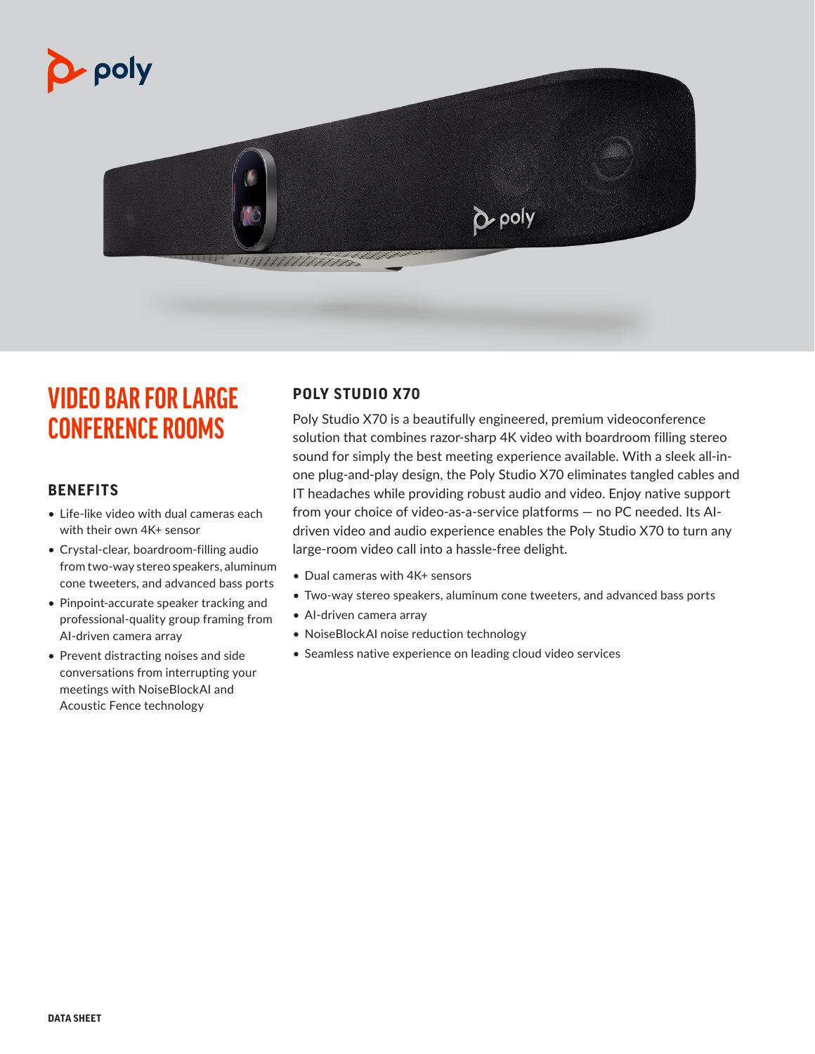# VIDEO BAR FOR LARGE CONFERENCE ROOMS

## BENEFITS

- Life-like video with dual cameras each with their own 4K+ sensor
- Crystal-clear, boardroom-filling audio from two-way stereo speakers, aluminum cone tweeters, and advanced bass ports
- Pinpoint-accurate speaker tracking and professional-quality group framing from AI-driven camera array
- Prevent distracting noises and side conversations from interrupting your meetings with NoiseBlockAI and Acoustic Fence technology

## POLY STUDIO X70

Poly Studio X70 is a beautifully engineered, premium videoconference solution that combines razor-sharp 4K video with boardroom filling stereo sound for simply the best meeting experience available. With a sleek all-in-one plug-and-play design, the Poly Studio X70 eliminates tangled cables and IT headaches while providing robust audio and video. Enjoy native support from your choice of video-as-a-service platforms — no PC needed. Its AI-driven video and audio experience enables the Poly Studio X70 to turn any large-room video call into a hassle-free delight.

- Dual cameras with 4K+ sensors
- Two-way stereo speakers, aluminum cone tweeters, and advanced bass ports
- AI-driven camera array
- NoiseBlockAI noise reduction technology
- Seamless native experience on leading cloud video services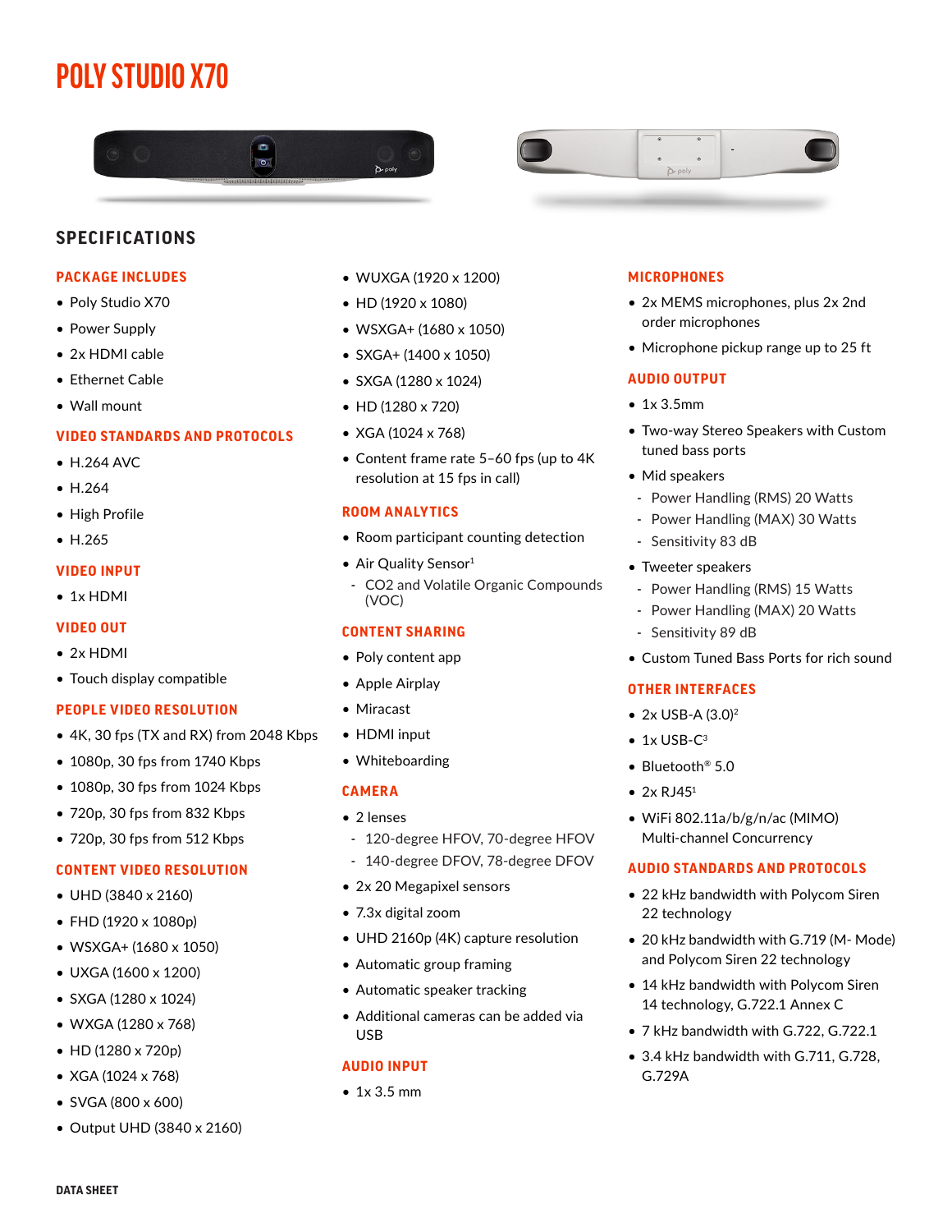# POLY STUDIO X70

## SPECIFICATIONS

### PACKAGE INCLUDES

- Poly Studio X70
- Power Supply
- 2x HDMI cable
- Ethernet Cable
- Wall mount

### VIDEO STANDARDS AND PROTOCOLS

- H.264 AVC
- H.264
- High Profile
- H.265

### VIDEO INPUT

- 1x HDMI

### VIDEO OUT

- 2x HDMI
- Touch display compatible

### PEOPLE VIDEO RESOLUTION

- 4K, 30 fps (TX and RX) from 2048 Kbps
- 1080p, 30 fps from 1740 Kbps
- 1080p, 30 fps from 1024 Kbps
- 720p, 30 fps from 832 Kbps
- 720p, 30 fps from 512 Kbps

### CONTENT VIDEO RESOLUTION

- UHD (3840 x 2160)
- FHD (1920 x 1080p)
- WSXGA+ (1680 x 1050)
- UXGA (1600 x 1200)
- SXGA (1280 x 1024)
- WXGA (1280 x 768)
- HD (1280 x 720p)
- XGA (1024 x 768)
- SVGA (800 x 600)
- Output UHD (3840 x 2160)
- WUXGA (1920 x 1200)
- HD (1920 x 1080)
- WSXGA+ (1680 x 1050)
- SXGA+ (1400 x 1050)
- SXGA (1280 x 1024)
- HD (1280 x 720)
- XGA (1024 x 768)
- Content frame rate 5–60 fps (up to 4K resolution at 15 fps in call)

### ROOM ANALYTICS

- Room participant counting detection
- Air Quality Sensor[1]
  - $CO_2$ and Volatile Organic Compounds (VOC)

### CONTENT SHARING

- Poly content app
- Apple Airplay
- Miracast
- HDMI input
- Whiteboarding

### CAMERA

- 2 lenses
  - 120-degree HFOV, 70-degree HFOV
  - 140-degree DFOV, 78-degree DFOV
- 2x 20 Megapixel sensors
- 7.3x digital zoom
- UHD 2160p (4K) capture resolution
- Automatic group framing
- Automatic speaker tracking
- Additional cameras can be added via USB

### AUDIO INPUT

- 1x 3.5 mm

### MICROPHONES

- 2x MEMS microphones, plus 2x 2nd order microphones
- Microphone pickup range up to 25 ft

### AUDIO OUTPUT

- 1x 3.5mm
- Two-way Stereo Speakers with Custom tuned bass ports
- Mid speakers
  - Power Handling (RMS) 20 Watts
  - Power Handling (MAX) 30 Watts
  - Sensitivity 83 dB
- Tweeter speakers
  - Power Handling (RMS) 15 Watts
  - Power Handling (MAX) 20 Watts
  - Sensitivity 89 dB
- Custom Tuned Bass Ports for rich sound

### OTHER INTERFACES

- 2x USB-A (3.0)[2]
- 1x USB-C[3]
- Bluetooth® 5.0
- 2x RJ45[1]
- WiFi 802.11a/b/g/n/ac (MIMO) Multi-channel Concurrency

### AUDIO STANDARDS AND PROTOCOLS

- 22 kHz bandwidth with Polycom Siren 22 technology
- 20 kHz bandwidth with G.719 (M- Mode) and Polycom Siren 22 technology
- 14 kHz bandwidth with Polycom Siren 14 technology, G.722.1 Annex C
- 7 kHz bandwidth with G.722, G.722.1
- 3.4 kHz bandwidth with G.711, G.728, G.729A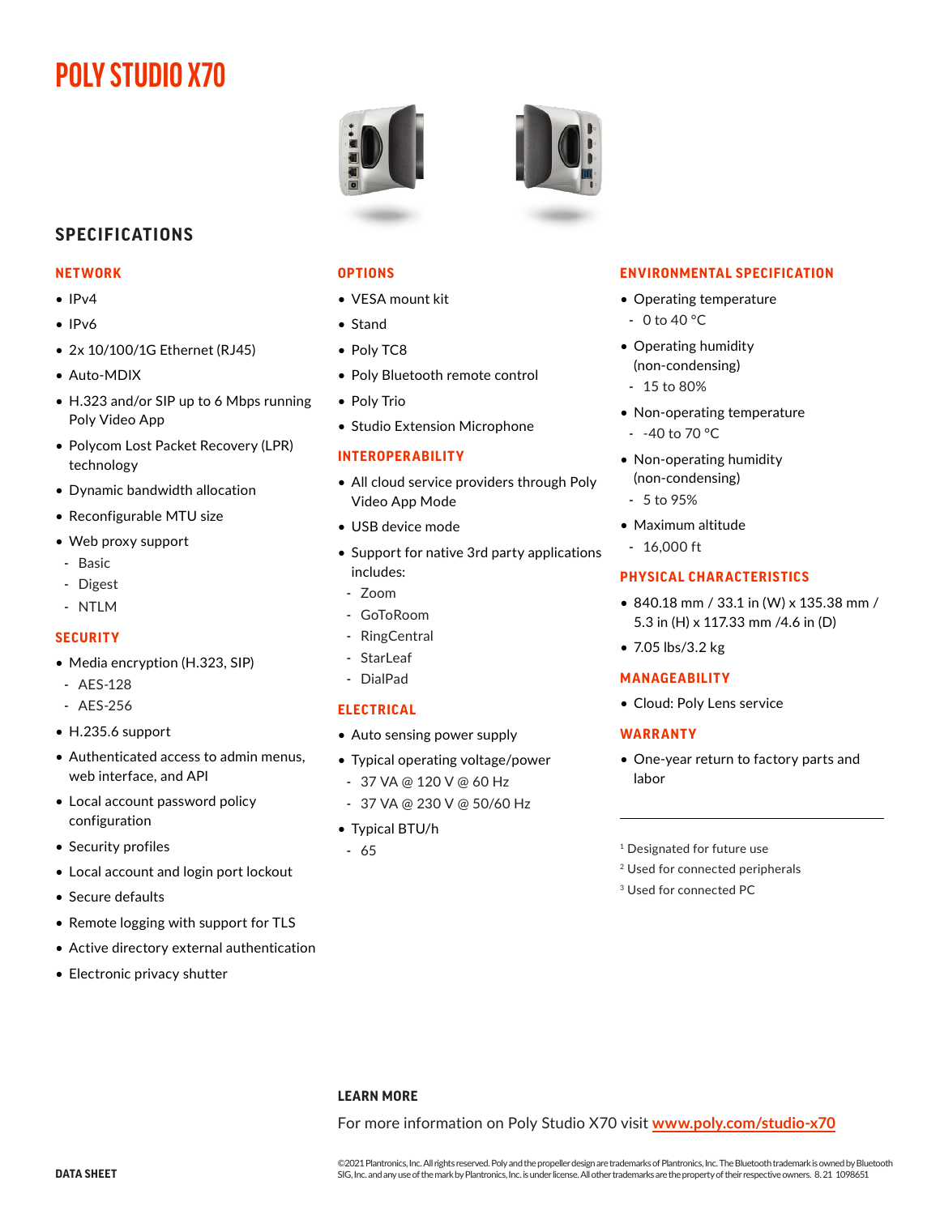# POLY STUDIO X70

## SPECIFICATIONS

### NETWORK

- IPv4
- IPv6
- 2x 10/100/1G Ethernet (RJ45)
- Auto-MDIX
- H.323 and/or SIP up to 6 Mbps running Poly Video App
- Polycom Lost Packet Recovery (LPR) technology
- Dynamic bandwidth allocation
- Reconfigurable MTU size
- Web proxy support
  - Basic
  - Digest
  - NTLM

### SECURITY

- Media encryption (H.323, SIP)
  - AES-128
  - AES-256
- H.235.6 support
- Authenticated access to admin menus, web interface, and API
- Local account password policy configuration
- Security profiles
- Local account and login port lockout
- Secure defaults
- Remote logging with support for TLS
- Active directory external authentication
- Electronic privacy shutter

### OPTIONS

- VESA mount kit
- Stand
- Poly TC8
- Poly Bluetooth remote control
- Poly Trio
- Studio Extension Microphone

### INTEROPERABILITY

- All cloud service providers through Poly Video App Mode
- USB device mode
- Support for native 3rd party applications includes:
  - Zoom
  - GoToRoom
  - RingCentral
  - StarLeaf
  - DialPad

### ELECTRICAL

- Auto sensing power supply
- Typical operating voltage/power
  - 37 VA @ 120 V @ 60 Hz
  - 37 VA @ 230 V @ 50/60 Hz
- Typical BTU/h
  - 65

### ENVIRONMENTAL SPECIFICATION

- Operating temperature
  - 0 to 40 °C
- Operating humidity (non-condensing)
  - 15 to 80%
- Non-operating temperature
  - -40 to 70 °C
- Non-operating humidity (non-condensing)
  - 5 to 95%
- Maximum altitude
  - 16,000 ft

### PHYSICAL CHARACTERISTICS

- 840.18 mm / 33.1 in (W) x 135.38 mm / 5.3 in (H) x 117.33 mm /4.6 in (D)
- 7.05 lbs/3.2 kg

### MANAGEABILITY

- Cloud: Poly Lens service

### WARRANTY

- One-year return to factory parts and labor

---

[1] Designated for future use
[2] Used for connected peripherals
[3] Used for connected PC

**LEARN MORE**

For more information on Poly Studio X70 visit www.poly.com/studio-x70

DATA SHEET

©2021 Plantronics, Inc. All rights reserved. Poly and the propeller design are trademarks of Plantronics, Inc. The Bluetooth trademark is owned by Bluetooth SIG, Inc. and any use of the mark by Plantronics, Inc. is under license. All other trademarks are the property of their respective owners. 8.21 1098651